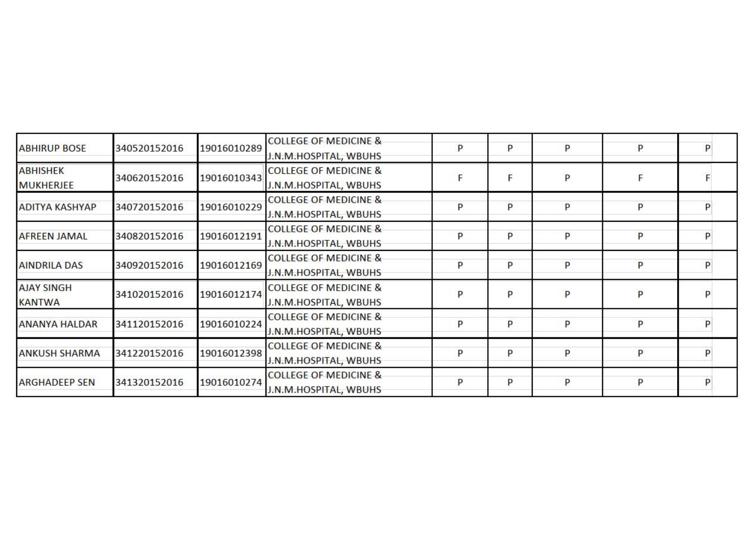| | | | | | | | | |
|---|---|---|---|---|---|---|---|---|
| ABHIRUP BOSE | 340520152016 | 19016010289 | COLLEGE OF MEDICINE & J.N.M.HOSPITAL, WBUHS | P | P | P | P | P |
| ABHISHEK MUKHERJEE | 340620152016 | 19016010343 | COLLEGE OF MEDICINE & J.N.M.HOSPITAL, WBUHS | F | F | P | F | F |
| ADITYA KASHYAP | 340720152016 | 19016010229 | COLLEGE OF MEDICINE & J.N.M.HOSPITAL, WBUHS | P | P | P | P | P |
| AFREEN JAMAL | 340820152016 | 19016012191 | COLLEGE OF MEDICINE & J.N.M.HOSPITAL, WBUHS | P | P | P | P | P |
| AINDRILA DAS | 340920152016 | 19016012169 | COLLEGE OF MEDICINE & J.N.M.HOSPITAL, WBUHS | P | P | P | P | P |
| AJAY SINGH KANTWA | 341020152016 | 19016012174 | COLLEGE OF MEDICINE & J.N.M.HOSPITAL, WBUHS | P | P | P | P | P |
| ANANYA HALDAR | 341120152016 | 19016010224 | COLLEGE OF MEDICINE & J.N.M.HOSPITAL, WBUHS | P | P | P | P | P |
| ANKUSH SHARMA | 341220152016 | 19016012398 | COLLEGE OF MEDICINE & J.N.M.HOSPITAL, WBUHS | P | P | P | P | P |
| ARGHADEEP SEN | 341320152016 | 19016010274 | COLLEGE OF MEDICINE & J.N.M.HOSPITAL, WBUHS | P | P | P | P | P |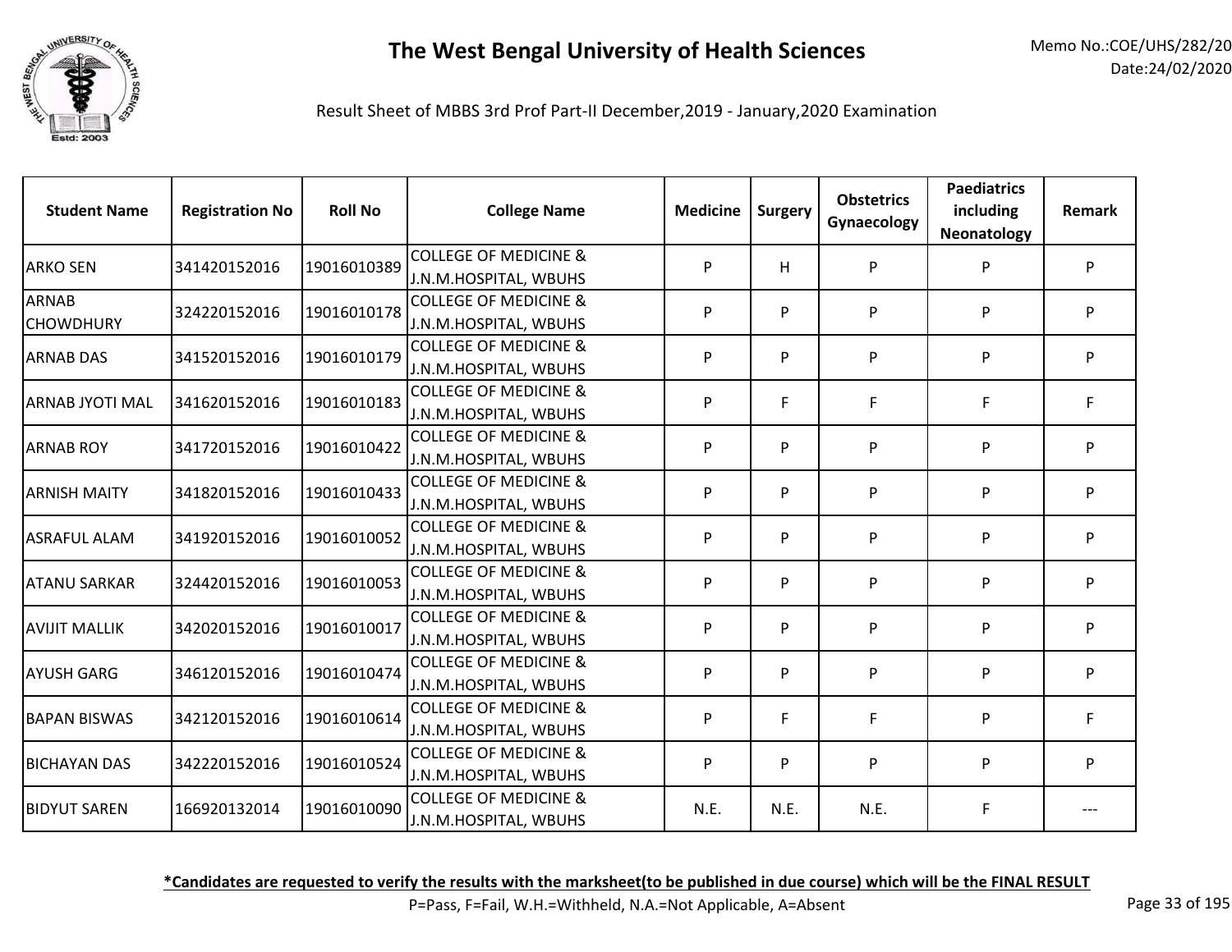# The West Bengal University of Health Sciences

Memo No.:COE/UHS/282/20
Date:24/02/2020

Result Sheet of MBBS 3rd Prof Part-II December,2019 - January,2020 Examination

| Student Name | Registration No | Roll No | College Name | Medicine | Surgery | Obstetrics Gynaecology | Paediatrics including Neonatology | Remark |
|---|---|---|---|---|---|---|---|---|
| ARKO SEN | 341420152016 | 19016010389 | COLLEGE OF MEDICINE & J.N.M.HOSPITAL, WBUHS | P | H | P | P | P |
| ARNAB CHOWDHURY | 324220152016 | 19016010178 | COLLEGE OF MEDICINE & J.N.M.HOSPITAL, WBUHS | P | P | P | P | P |
| ARNAB DAS | 341520152016 | 19016010179 | COLLEGE OF MEDICINE & J.N.M.HOSPITAL, WBUHS | P | P | P | P | P |
| ARNAB JYOTI MAL | 341620152016 | 19016010183 | COLLEGE OF MEDICINE & J.N.M.HOSPITAL, WBUHS | P | F | F | F | F |
| ARNAB ROY | 341720152016 | 19016010422 | COLLEGE OF MEDICINE & J.N.M.HOSPITAL, WBUHS | P | P | P | P | P |
| ARNISH MAITY | 341820152016 | 19016010433 | COLLEGE OF MEDICINE & J.N.M.HOSPITAL, WBUHS | P | P | P | P | P |
| ASRAFUL ALAM | 341920152016 | 19016010052 | COLLEGE OF MEDICINE & J.N.M.HOSPITAL, WBUHS | P | P | P | P | P |
| ATANU SARKAR | 324420152016 | 19016010053 | COLLEGE OF MEDICINE & J.N.M.HOSPITAL, WBUHS | P | P | P | P | P |
| AVIJIT MALLIK | 342020152016 | 19016010017 | COLLEGE OF MEDICINE & J.N.M.HOSPITAL, WBUHS | P | P | P | P | P |
| AYUSH GARG | 346120152016 | 19016010474 | COLLEGE OF MEDICINE & J.N.M.HOSPITAL, WBUHS | P | P | P | P | P |
| BAPAN BISWAS | 342120152016 | 19016010614 | COLLEGE OF MEDICINE & J.N.M.HOSPITAL, WBUHS | P | F | F | P | F |
| BICHAYAN DAS | 342220152016 | 19016010524 | COLLEGE OF MEDICINE & J.N.M.HOSPITAL, WBUHS | P | P | P | P | P |
| BIDYUT SAREN | 166920132014 | 19016010090 | COLLEGE OF MEDICINE & J.N.M.HOSPITAL, WBUHS | N.E. | N.E. | N.E. | F | --- |

**\*Candidates are requested to verify the results with the marksheet(to be published in due course) which will be the FINAL RESULT**

P=Pass, F=Fail, W.H.=Withheld, N.A.=Not Applicable, A=Absent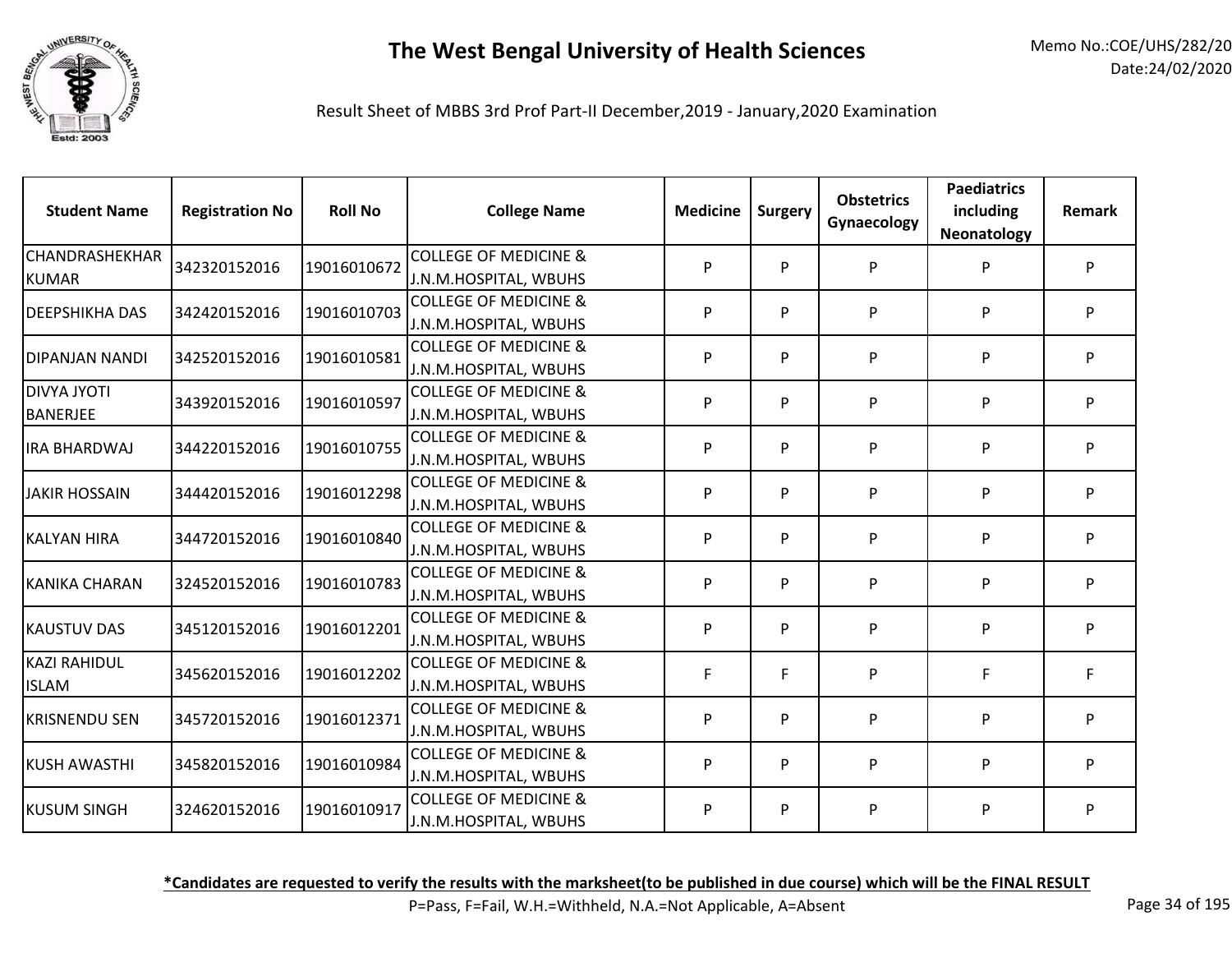# The West Bengal University of Health Sciences

Memo No.:COE/UHS/282/20
Date:24/02/2020

Result Sheet of MBBS 3rd Prof Part-II December,2019 - January,2020 Examination

| Student Name | Registration No | Roll No | College Name | Medicine | Surgery | Obstetrics Gynaecology | Paediatrics including Neonatology | Remark |
|---|---|---|---|---|---|---|---|---|
| CHANDRASHEKHAR KUMAR | 342320152016 | 19016010672 | COLLEGE OF MEDICINE & J.N.M.HOSPITAL, WBUHS | P | P | P | P | P |
| DEEPSHIKHA DAS | 342420152016 | 19016010703 | COLLEGE OF MEDICINE & J.N.M.HOSPITAL, WBUHS | P | P | P | P | P |
| DIPANJAN NANDI | 342520152016 | 19016010581 | COLLEGE OF MEDICINE & J.N.M.HOSPITAL, WBUHS | P | P | P | P | P |
| DIVYA JYOTI BANERJEE | 343920152016 | 19016010597 | COLLEGE OF MEDICINE & J.N.M.HOSPITAL, WBUHS | P | P | P | P | P |
| IRA BHARDWAJ | 344220152016 | 19016010755 | COLLEGE OF MEDICINE & J.N.M.HOSPITAL, WBUHS | P | P | P | P | P |
| JAKIR HOSSAIN | 344420152016 | 19016012298 | COLLEGE OF MEDICINE & J.N.M.HOSPITAL, WBUHS | P | P | P | P | P |
| KALYAN HIRA | 344720152016 | 19016010840 | COLLEGE OF MEDICINE & J.N.M.HOSPITAL, WBUHS | P | P | P | P | P |
| KANIKA CHARAN | 324520152016 | 19016010783 | COLLEGE OF MEDICINE & J.N.M.HOSPITAL, WBUHS | P | P | P | P | P |
| KAUSTUV DAS | 345120152016 | 19016012201 | COLLEGE OF MEDICINE & J.N.M.HOSPITAL, WBUHS | P | P | P | P | P |
| KAZI RAHIDUL ISLAM | 345620152016 | 19016012202 | COLLEGE OF MEDICINE & J.N.M.HOSPITAL, WBUHS | F | F | P | F | F |
| KRISNENDU SEN | 345720152016 | 19016012371 | COLLEGE OF MEDICINE & J.N.M.HOSPITAL, WBUHS | P | P | P | P | P |
| KUSH AWASTHI | 345820152016 | 19016010984 | COLLEGE OF MEDICINE & J.N.M.HOSPITAL, WBUHS | P | P | P | P | P |
| KUSUM SINGH | 324620152016 | 19016010917 | COLLEGE OF MEDICINE & J.N.M.HOSPITAL, WBUHS | P | P | P | P | P |

**\*Candidates are requested to verify the results with the marksheet(to be published in due course) which will be the FINAL RESULT**

P=Pass, F=Fail, W.H.=Withheld, N.A.=Not Applicable, A=Absent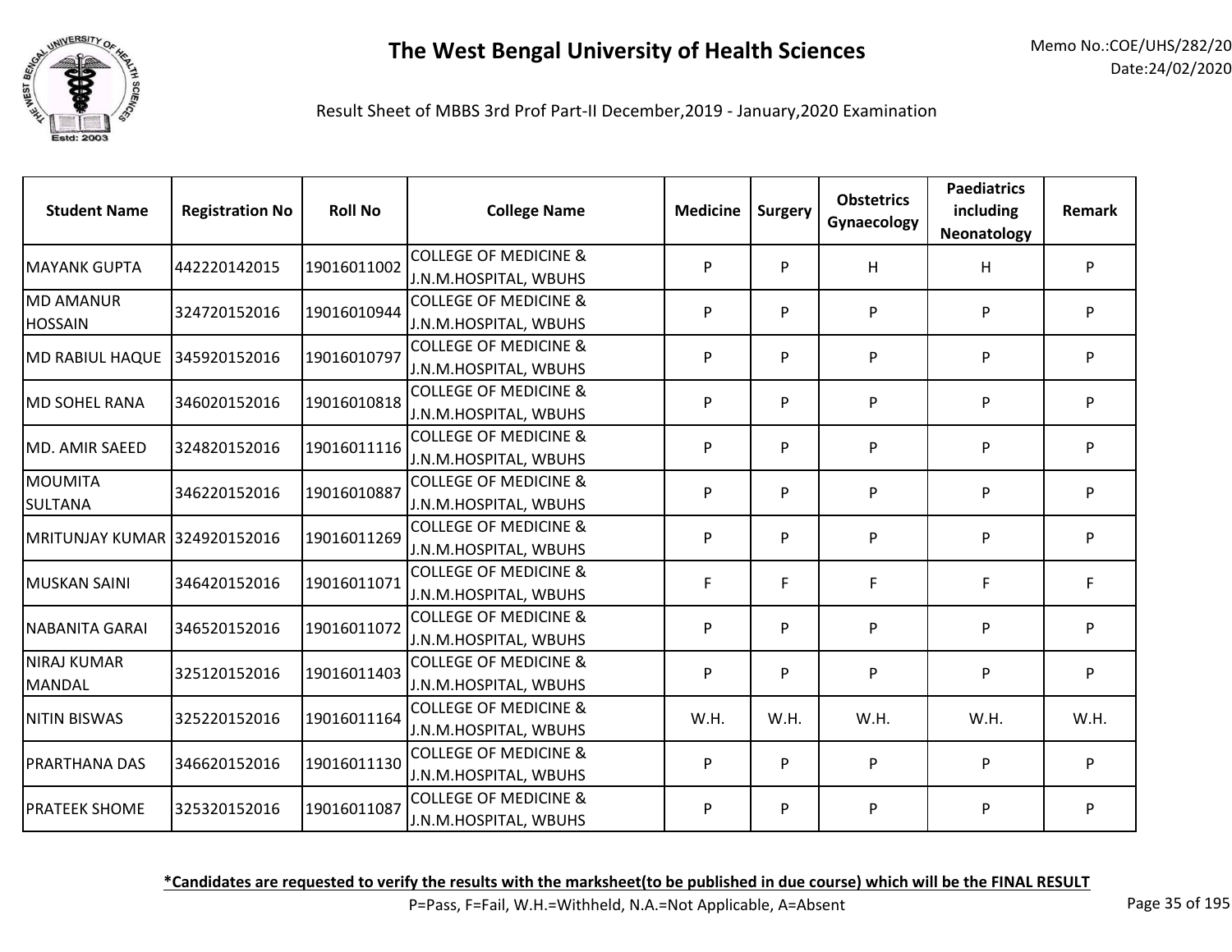# The West Bengal University of Health Sciences

Memo No.:COE/UHS/282/20
Date:24/02/2020

Result Sheet of MBBS 3rd Prof Part-II December,2019 - January,2020 Examination

| Student Name | Registration No | Roll No | College Name | Medicine | Surgery | Obstetrics Gynaecology | Paediatrics including Neonatology | Remark |
|---|---|---|---|---|---|---|---|---|
| MAYANK GUPTA | 442220142015 | 19016011002 | COLLEGE OF MEDICINE & J.N.M.HOSPITAL, WBUHS | P | P | H | H | P |
| MD AMANUR HOSSAIN | 324720152016 | 19016010944 | COLLEGE OF MEDICINE & J.N.M.HOSPITAL, WBUHS | P | P | P | P | P |
| MD RABIUL HAQUE | 345920152016 | 19016010797 | COLLEGE OF MEDICINE & J.N.M.HOSPITAL, WBUHS | P | P | P | P | P |
| MD SOHEL RANA | 346020152016 | 19016010818 | COLLEGE OF MEDICINE & J.N.M.HOSPITAL, WBUHS | P | P | P | P | P |
| MD. AMIR SAEED | 324820152016 | 19016011116 | COLLEGE OF MEDICINE & J.N.M.HOSPITAL, WBUHS | P | P | P | P | P |
| MOUMITA SULTANA | 346220152016 | 19016010887 | COLLEGE OF MEDICINE & J.N.M.HOSPITAL, WBUHS | P | P | P | P | P |
| MRITUNJAY KUMAR | 324920152016 | 19016011269 | COLLEGE OF MEDICINE & J.N.M.HOSPITAL, WBUHS | P | P | P | P | P |
| MUSKAN SAINI | 346420152016 | 19016011071 | COLLEGE OF MEDICINE & J.N.M.HOSPITAL, WBUHS | F | F | F | F | F |
| NABANITA GARAI | 346520152016 | 19016011072 | COLLEGE OF MEDICINE & J.N.M.HOSPITAL, WBUHS | P | P | P | P | P |
| NIRAJ KUMAR MANDAL | 325120152016 | 19016011403 | COLLEGE OF MEDICINE & J.N.M.HOSPITAL, WBUHS | P | P | P | P | P |
| NITIN BISWAS | 325220152016 | 19016011164 | COLLEGE OF MEDICINE & J.N.M.HOSPITAL, WBUHS | W.H. | W.H. | W.H. | W.H. | W.H. |
| PRARTHANA DAS | 346620152016 | 19016011130 | COLLEGE OF MEDICINE & J.N.M.HOSPITAL, WBUHS | P | P | P | P | P |
| PRATEEK SHOME | 325320152016 | 19016011087 | COLLEGE OF MEDICINE & J.N.M.HOSPITAL, WBUHS | P | P | P | P | P |

**\*Candidates are requested to verify the results with the marksheet(to be published in due course) which will be the FINAL RESULT**

P=Pass, F=Fail, W.H.=Withheld, N.A.=Not Applicable, A=Absent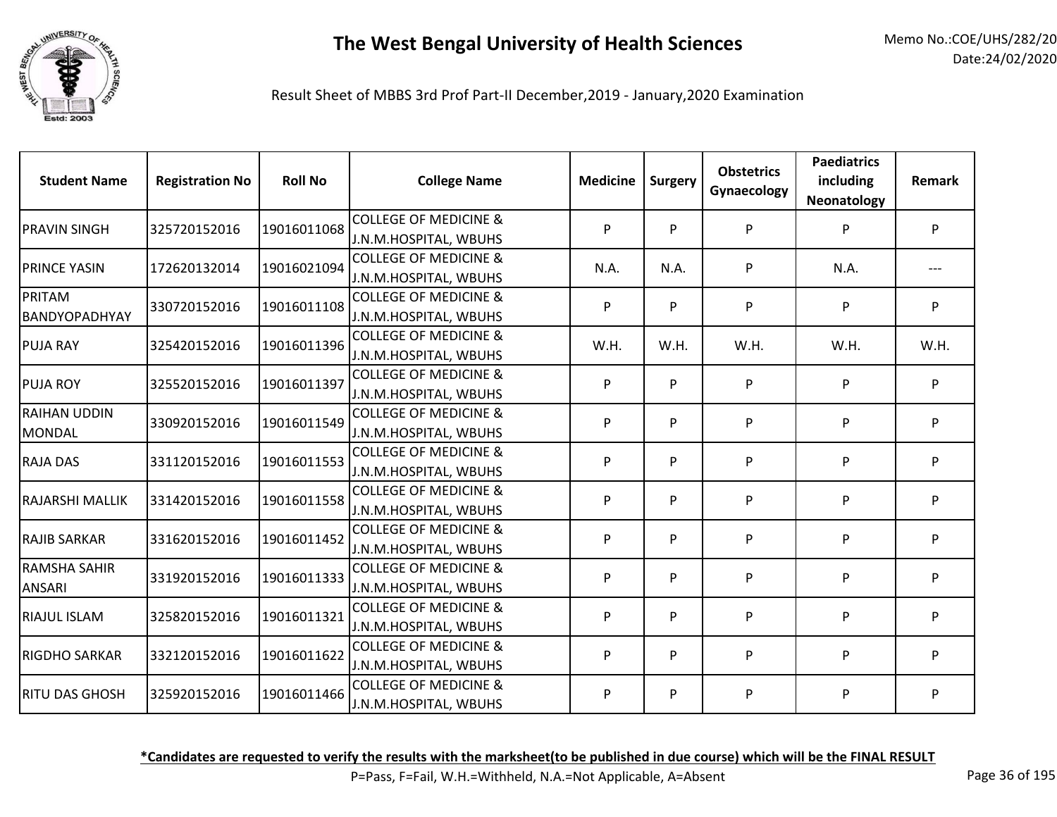# The West Bengal University of Health Sciences

Memo No.:COE/UHS/282/20
Date:24/02/2020

Result Sheet of MBBS 3rd Prof Part-II December,2019 - January,2020 Examination

| Student Name | Registration No | Roll No | College Name | Medicine | Surgery | Obstetrics Gynaecology | Paediatrics including Neonatology | Remark |
|---|---|---|---|---|---|---|---|---|
| PRAVIN SINGH | 325720152016 | 19016011068 | COLLEGE OF MEDICINE & J.N.M.HOSPITAL, WBUHS | P | P | P | P | P |
| PRINCE YASIN | 172620132014 | 19016021094 | COLLEGE OF MEDICINE & J.N.M.HOSPITAL, WBUHS | N.A. | N.A. | P | N.A. | --- |
| PRITAM BANDYOPADHYAY | 330720152016 | 19016011108 | COLLEGE OF MEDICINE & J.N.M.HOSPITAL, WBUHS | P | P | P | P | P |
| PUJA RAY | 325420152016 | 19016011396 | COLLEGE OF MEDICINE & J.N.M.HOSPITAL, WBUHS | W.H. | W.H. | W.H. | W.H. | W.H. |
| PUJA ROY | 325520152016 | 19016011397 | COLLEGE OF MEDICINE & J.N.M.HOSPITAL, WBUHS | P | P | P | P | P |
| RAIHAN UDDIN MONDAL | 330920152016 | 19016011549 | COLLEGE OF MEDICINE & J.N.M.HOSPITAL, WBUHS | P | P | P | P | P |
| RAJA DAS | 331120152016 | 19016011553 | COLLEGE OF MEDICINE & J.N.M.HOSPITAL, WBUHS | P | P | P | P | P |
| RAJARSHI MALLIK | 331420152016 | 19016011558 | COLLEGE OF MEDICINE & J.N.M.HOSPITAL, WBUHS | P | P | P | P | P |
| RAJIB SARKAR | 331620152016 | 19016011452 | COLLEGE OF MEDICINE & J.N.M.HOSPITAL, WBUHS | P | P | P | P | P |
| RAMSHA SAHIR ANSARI | 331920152016 | 19016011333 | COLLEGE OF MEDICINE & J.N.M.HOSPITAL, WBUHS | P | P | P | P | P |
| RIAJUL ISLAM | 325820152016 | 19016011321 | COLLEGE OF MEDICINE & J.N.M.HOSPITAL, WBUHS | P | P | P | P | P |
| RIGDHO SARKAR | 332120152016 | 19016011622 | COLLEGE OF MEDICINE & J.N.M.HOSPITAL, WBUHS | P | P | P | P | P |
| RITU DAS GHOSH | 325920152016 | 19016011466 | COLLEGE OF MEDICINE & J.N.M.HOSPITAL, WBUHS | P | P | P | P | P |

**\*Candidates are requested to verify the results with the marksheet(to be published in due course) which will be the FINAL RESULT**

P=Pass, F=Fail, W.H.=Withheld, N.A.=Not Applicable, A=Absent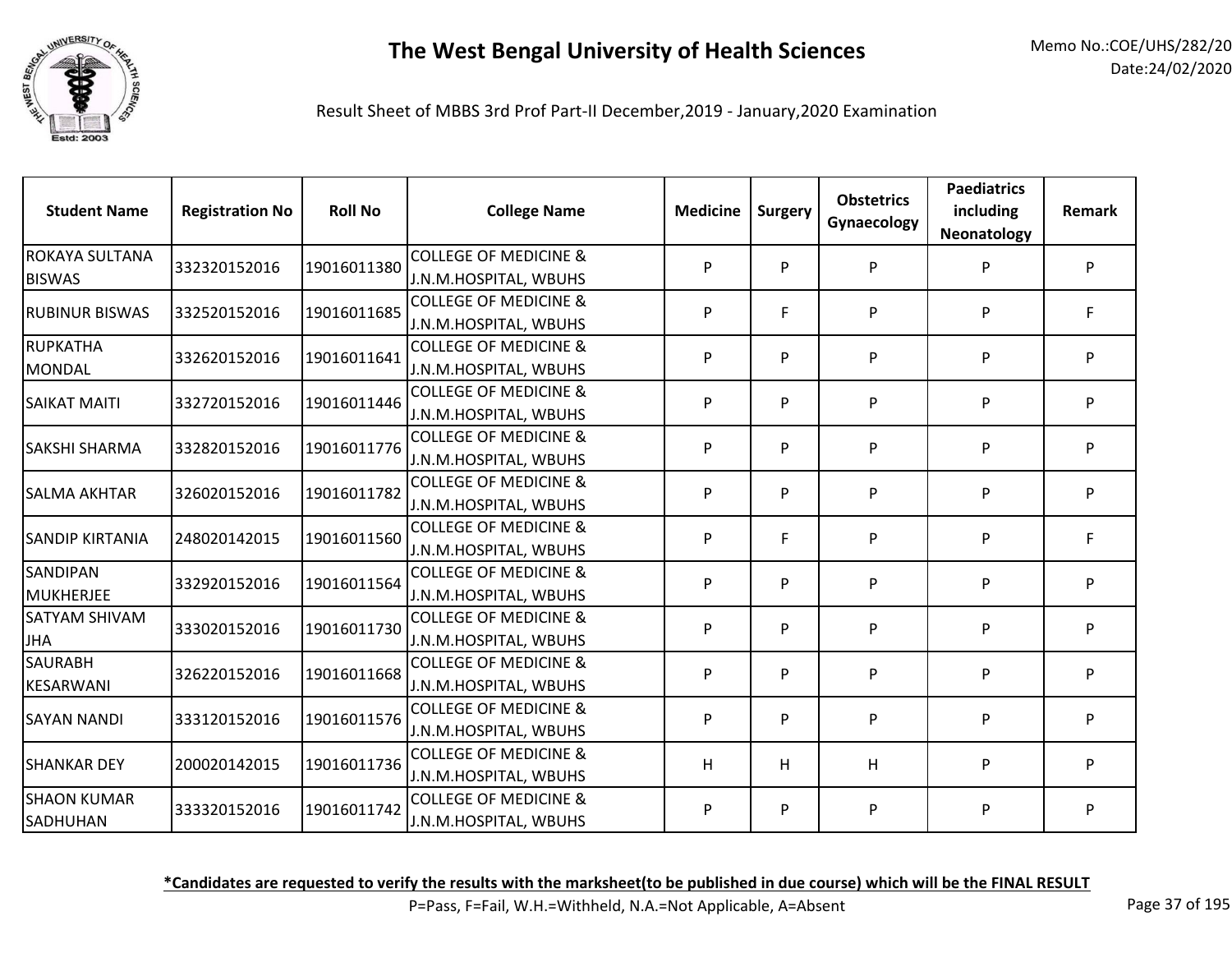# The West Bengal University of Health Sciences

Memo No.:COE/UHS/282/20
Date:24/02/2020

Result Sheet of MBBS 3rd Prof Part-II December,2019 - January,2020 Examination

| Student Name | Registration No | Roll No | College Name | Medicine | Surgery | Obstetrics Gynaecology | Paediatrics including Neonatology | Remark |
|---|---|---|---|---|---|---|---|---|
| ROKAYA SULTANA BISWAS | 332320152016 | 19016011380 | COLLEGE OF MEDICINE & J.N.M.HOSPITAL, WBUHS | P | P | P | P | P |
| RUBINUR BISWAS | 332520152016 | 19016011685 | COLLEGE OF MEDICINE & J.N.M.HOSPITAL, WBUHS | P | F | P | P | F |
| RUPKATHA MONDAL | 332620152016 | 19016011641 | COLLEGE OF MEDICINE & J.N.M.HOSPITAL, WBUHS | P | P | P | P | P |
| SAIKAT MAITI | 332720152016 | 19016011446 | COLLEGE OF MEDICINE & J.N.M.HOSPITAL, WBUHS | P | P | P | P | P |
| SAKSHI SHARMA | 332820152016 | 19016011776 | COLLEGE OF MEDICINE & J.N.M.HOSPITAL, WBUHS | P | P | P | P | P |
| SALMA AKHTAR | 326020152016 | 19016011782 | COLLEGE OF MEDICINE & J.N.M.HOSPITAL, WBUHS | P | P | P | P | P |
| SANDIP KIRTANIA | 248020142015 | 19016011560 | COLLEGE OF MEDICINE & J.N.M.HOSPITAL, WBUHS | P | F | P | P | F |
| SANDIPAN MUKHERJEE | 332920152016 | 19016011564 | COLLEGE OF MEDICINE & J.N.M.HOSPITAL, WBUHS | P | P | P | P | P |
| SATYAM SHIVAM JHA | 333020152016 | 19016011730 | COLLEGE OF MEDICINE & J.N.M.HOSPITAL, WBUHS | P | P | P | P | P |
| SAURABH KESARWANI | 326220152016 | 19016011668 | COLLEGE OF MEDICINE & J.N.M.HOSPITAL, WBUHS | P | P | P | P | P |
| SAYAN NANDI | 333120152016 | 19016011576 | COLLEGE OF MEDICINE & J.N.M.HOSPITAL, WBUHS | P | P | P | P | P |
| SHANKAR DEY | 200020142015 | 19016011736 | COLLEGE OF MEDICINE & J.N.M.HOSPITAL, WBUHS | H | H | H | P | P |
| SHAON KUMAR SADHUHAN | 333320152016 | 19016011742 | COLLEGE OF MEDICINE & J.N.M.HOSPITAL, WBUHS | P | P | P | P | P |

**\*Candidates are requested to verify the results with the marksheet(to be published in due course) which will be the FINAL RESULT**

P=Pass, F=Fail, W.H.=Withheld, N.A.=Not Applicable, A=Absent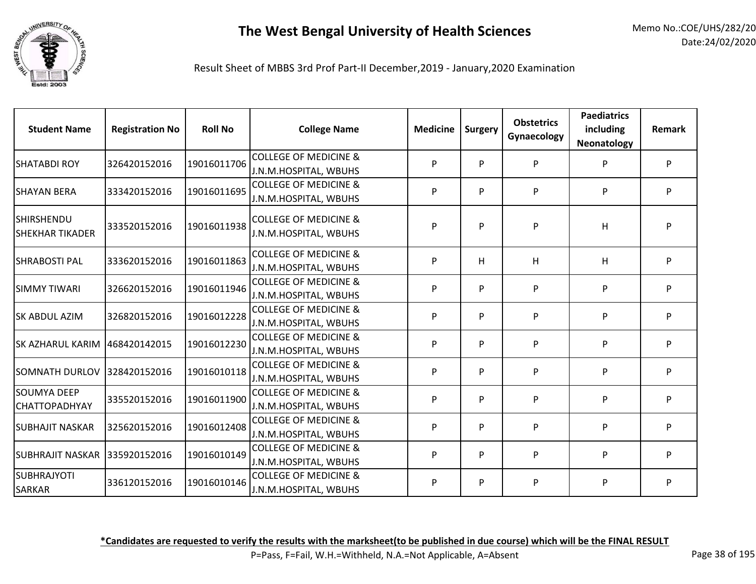# The West Bengal University of Health Sciences

Memo No.:COE/UHS/282/20
Date:24/02/2020

Result Sheet of MBBS 3rd Prof Part-II December,2019 - January,2020 Examination

| Student Name | Registration No | Roll No | College Name | Medicine | Surgery | Obstetrics Gynaecology | Paediatrics including Neonatology | Remark |
|---|---|---|---|---|---|---|---|---|
| SHATABDI ROY | 326420152016 | 19016011706 | COLLEGE OF MEDICINE & J.N.M.HOSPITAL, WBUHS | P | P | P | P | P |
| SHAYAN BERA | 333420152016 | 19016011695 | COLLEGE OF MEDICINE & J.N.M.HOSPITAL, WBUHS | P | P | P | P | P |
| SHIRSHENDU SHEKHAR TIKADER | 333520152016 | 19016011938 | COLLEGE OF MEDICINE & J.N.M.HOSPITAL, WBUHS | P | P | P | H | P |
| SHRABOSTI PAL | 333620152016 | 19016011863 | COLLEGE OF MEDICINE & J.N.M.HOSPITAL, WBUHS | P | H | H | H | P |
| SIMMY TIWARI | 326620152016 | 19016011946 | COLLEGE OF MEDICINE & J.N.M.HOSPITAL, WBUHS | P | P | P | P | P |
| SK ABDUL AZIM | 326820152016 | 19016012228 | COLLEGE OF MEDICINE & J.N.M.HOSPITAL, WBUHS | P | P | P | P | P |
| SK AZHARUL KARIM | 468420142015 | 19016012230 | COLLEGE OF MEDICINE & J.N.M.HOSPITAL, WBUHS | P | P | P | P | P |
| SOMNATH DURLOV | 328420152016 | 19016010118 | COLLEGE OF MEDICINE & J.N.M.HOSPITAL, WBUHS | P | P | P | P | P |
| SOUMYA DEEP CHATTOPADHYAY | 335520152016 | 19016011900 | COLLEGE OF MEDICINE & J.N.M.HOSPITAL, WBUHS | P | P | P | P | P |
| SUBHAJIT NASKAR | 325620152016 | 19016012408 | COLLEGE OF MEDICINE & J.N.M.HOSPITAL, WBUHS | P | P | P | P | P |
| SUBHRAJIT NASKAR | 335920152016 | 19016010149 | COLLEGE OF MEDICINE & J.N.M.HOSPITAL, WBUHS | P | P | P | P | P |
| SUBHRAJYOTI SARKAR | 336120152016 | 19016010146 | COLLEGE OF MEDICINE & J.N.M.HOSPITAL, WBUHS | P | P | P | P | P |

**\*Candidates are requested to verify the results with the marksheet(to be published in due course) which will be the FINAL RESULT**

P=Pass, F=Fail, W.H.=Withheld, N.A.=Not Applicable, A=Absent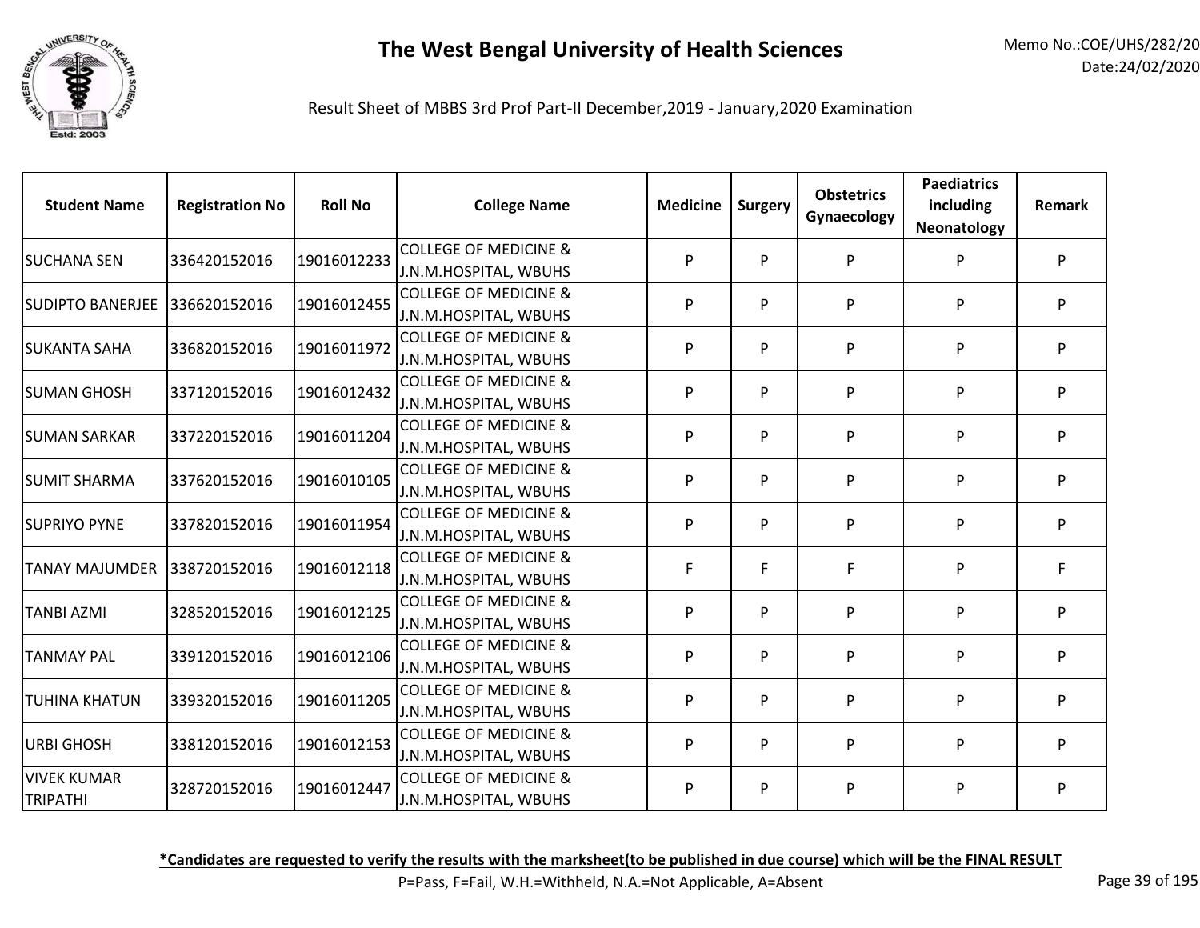# The West Bengal University of Health Sciences

Memo No.:COE/UHS/282/20
Date:24/02/2020

Result Sheet of MBBS 3rd Prof Part-II December,2019 - January,2020 Examination

| Student Name | Registration No | Roll No | College Name | Medicine | Surgery | Obstetrics Gynaecology | Paediatrics including Neonatology | Remark |
|---|---|---|---|---|---|---|---|---|
| SUCHANA SEN | 336420152016 | 19016012233 | COLLEGE OF MEDICINE & J.N.M.HOSPITAL, WBUHS | P | P | P | P | P |
| SUDIPTO BANERJEE | 336620152016 | 19016012455 | COLLEGE OF MEDICINE & J.N.M.HOSPITAL, WBUHS | P | P | P | P | P |
| SUKANTA SAHA | 336820152016 | 19016011972 | COLLEGE OF MEDICINE & J.N.M.HOSPITAL, WBUHS | P | P | P | P | P |
| SUMAN GHOSH | 337120152016 | 19016012432 | COLLEGE OF MEDICINE & J.N.M.HOSPITAL, WBUHS | P | P | P | P | P |
| SUMAN SARKAR | 337220152016 | 19016011204 | COLLEGE OF MEDICINE & J.N.M.HOSPITAL, WBUHS | P | P | P | P | P |
| SUMIT SHARMA | 337620152016 | 19016010105 | COLLEGE OF MEDICINE & J.N.M.HOSPITAL, WBUHS | P | P | P | P | P |
| SUPRIYO PYNE | 337820152016 | 19016011954 | COLLEGE OF MEDICINE & J.N.M.HOSPITAL, WBUHS | P | P | P | P | P |
| TANAY MAJUMDER | 338720152016 | 19016012118 | COLLEGE OF MEDICINE & J.N.M.HOSPITAL, WBUHS | F | F | F | P | F |
| TANBI AZMI | 328520152016 | 19016012125 | COLLEGE OF MEDICINE & J.N.M.HOSPITAL, WBUHS | P | P | P | P | P |
| TANMAY PAL | 339120152016 | 19016012106 | COLLEGE OF MEDICINE & J.N.M.HOSPITAL, WBUHS | P | P | P | P | P |
| TUHINA KHATUN | 339320152016 | 19016011205 | COLLEGE OF MEDICINE & J.N.M.HOSPITAL, WBUHS | P | P | P | P | P |
| URBI GHOSH | 338120152016 | 19016012153 | COLLEGE OF MEDICINE & J.N.M.HOSPITAL, WBUHS | P | P | P | P | P |
| VIVEK KUMAR TRIPATHI | 328720152016 | 19016012447 | COLLEGE OF MEDICINE & J.N.M.HOSPITAL, WBUHS | P | P | P | P | P |

**<u>*Candidates are requested to verify the results with the marksheet(to be published in due course) which will be the FINAL RESULT</u>**

P=Pass, F=Fail, W.H.=Withheld, N.A.=Not Applicable, A=Absent